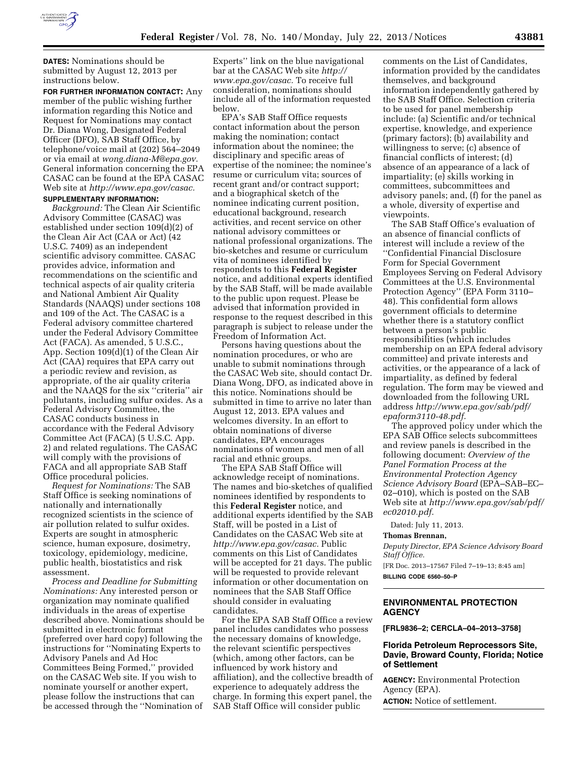**DATES:** Nominations should be submitted by August 12, 2013 per instructions below.

**FOR FURTHER INFORMATION CONTACT:** Any member of the public wishing further information regarding this Notice and Request for Nominations may contact Dr. Diana Wong, Designated Federal Officer (DFO), SAB Staff Office, by telephone/voice mail at (202) 564–2049 or via email at *wong.diana-M@epa.gov.* General information concerning the EPA CASAC can be found at the EPA CASAC Web site at *http://www.epa.gov/casac.*

**SUPPLEMENTARY INFORMATION:**

*Background:* The Clean Air Scientific Advisory Committee (CASAC) was established under section 109(d)(2) of the Clean Air Act (CAA or Act) (42 U.S.C. 7409) as an independent scientific advisory committee. CASAC provides advice, information and recommendations on the scientific and technical aspects of air quality criteria and National Ambient Air Quality Standards (NAAQS) under sections 108 and 109 of the Act. The CASAC is a Federal advisory committee chartered under the Federal Advisory Committee Act (FACA). As amended, 5 U.S.C., App. Section 109(d)(1) of the Clean Air Act (CAA) requires that EPA carry out a periodic review and revision, as appropriate, of the air quality criteria and the NAAQS for the six ''criteria'' air pollutants, including sulfur oxides. As a Federal Advisory Committee, the CASAC conducts business in accordance with the Federal Advisory Committee Act (FACA) (5 U.S.C. App. 2) and related regulations. The CASAC will comply with the provisions of FACA and all appropriate SAB Staff Office procedural policies.

*Request for Nominations:* The SAB Staff Office is seeking nominations of nationally and internationally recognized scientists in the science of air pollution related to sulfur oxides. Experts are sought in atmospheric science, human exposure, dosimetry, toxicology, epidemiology, medicine, public health, biostatistics and risk assessment.

*Process and Deadline for Submitting Nominations:* Any interested person or organization may nominate qualified individuals in the areas of expertise described above. Nominations should be submitted in electronic format (preferred over hard copy) following the instructions for ''Nominating Experts to Advisory Panels and Ad Hoc Committees Being Formed,'' provided on the CASAC Web site. If you wish to nominate yourself or another expert, please follow the instructions that can be accessed through the ''Nomination of Experts'' link on the blue navigational bar at the CASAC Web site *http://www.epa.gov/casac.* To receive full consideration, nominations should include all of the information requested below.

EPA's SAB Staff Office requests contact information about the person making the nomination; contact information about the nominee; the disciplinary and specific areas of expertise of the nominee; the nominee's resume or curriculum vita; sources of recent grant and/or contract support; and a biographical sketch of the nominee indicating current position, educational background, research activities, and recent service on other national advisory committees or national professional organizations. The bio-sketches and resume or curriculum vita of nominees identified by respondents to this **Federal Register** notice, and additional experts identified by the SAB Staff, will be made available to the public upon request. Please be advised that information provided in response to the request described in this paragraph is subject to release under the Freedom of Information Act.

Persons having questions about the nomination procedures, or who are unable to submit nominations through the CASAC Web site, should contact Dr. Diana Wong, DFO, as indicated above in this notice. Nominations should be submitted in time to arrive no later than August 12, 2013. EPA values and welcomes diversity. In an effort to obtain nominations of diverse candidates, EPA encourages nominations of women and men of all racial and ethnic groups.

The EPA SAB Staff Office will acknowledge receipt of nominations. The names and bio-sketches of qualified nominees identified by respondents to this **Federal Register** notice, and additional experts identified by the SAB Staff, will be posted in a List of Candidates on the CASAC Web site at *http://www.epa.gov/casac.* Public comments on this List of Candidates will be accepted for 21 days. The public will be requested to provide relevant information or other documentation on nominees that the SAB Staff Office should consider in evaluating candidates.

For the EPA SAB Staff Office a review panel includes candidates who possess the necessary domains of knowledge, the relevant scientific perspectives (which, among other factors, can be influenced by work history and affiliation), and the collective breadth of experience to adequately address the charge. In forming this expert panel, the SAB Staff Office will consider public comments on the List of Candidates, information provided by the candidates themselves, and background information independently gathered by the SAB Staff Office. Selection criteria to be used for panel membership include: (a) Scientific and/or technical expertise, knowledge, and experience (primary factors); (b) availability and willingness to serve; (c) absence of financial conflicts of interest; (d) absence of an appearance of a lack of impartiality; (e) skills working in committees, subcommittees and advisory panels; and, (f) for the panel as a whole, diversity of expertise and viewpoints.

The SAB Staff Office's evaluation of an absence of financial conflicts of interest will include a review of the ''Confidential Financial Disclosure Form for Special Government Employees Serving on Federal Advisory Committees at the U.S. Environmental Protection Agency'' (EPA Form 3110–48). This confidential form allows government officials to determine whether there is a statutory conflict between a person's public responsibilities (which includes membership on an EPA federal advisory committee) and private interests and activities, or the appearance of a lack of impartiality, as defined by federal regulation. The form may be viewed and downloaded from the following URL address *http://www.epa.gov/sab/pdf/epaform3110-48.pdf.*

The approved policy under which the EPA SAB Office selects subcommittees and review panels is described in the following document: *Overview of the Panel Formation Process at the Environmental Protection Agency Science Advisory Board* (EPA–SAB–EC–02–010), which is posted on the SAB Web site at *http://www.epa.gov/sab/pdf/ec02010.pdf.*

Dated: July 11, 2013.

**Thomas Brennan,**

*Deputy Director, EPA Science Advisory Board Staff Office.*

[FR Doc. 2013–17567 Filed 7–19–13; 8:45 am]

**BILLING CODE 6560–50–P**

---

## ENVIRONMENTAL PROTECTION AGENCY

**[FRL9836–2; CERCLA–04–2013–3758]**

### Florida Petroleum Reprocessors Site, Davie, Broward County, Florida; Notice of Settlement

**AGENCY:** Environmental Protection Agency (EPA).

**ACTION:** Notice of settlement.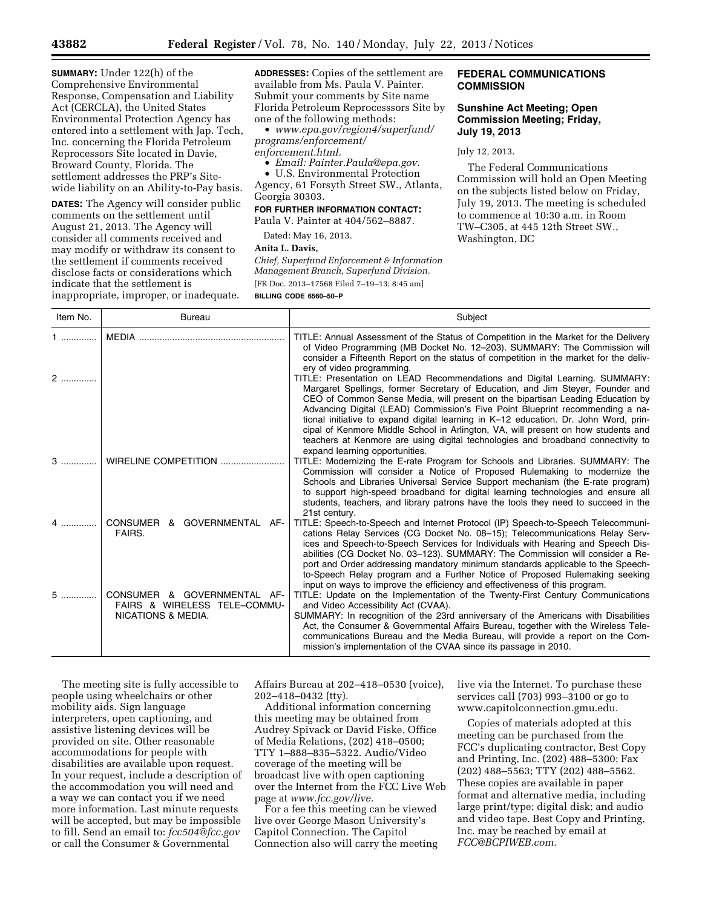**SUMMARY:** Under 122(h) of the Comprehensive Environmental Response, Compensation and Liability Act (CERCLA), the United States Environmental Protection Agency has entered into a settlement with Jap. Tech, Inc. concerning the Florida Petroleum Reprocessors Site located in Davie, Broward County, Florida. The settlement addresses the PRP's Site-wide liability on an Ability-to-Pay basis.

**DATES:** The Agency will consider public comments on the settlement until August 21, 2013. The Agency will consider all comments received and may modify or withdraw its consent to the settlement if comments received disclose facts or considerations which indicate that the settlement is inappropriate, improper, or inadequate.

**ADDRESSES:** Copies of the settlement are available from Ms. Paula V. Painter. Submit your comments by Site name Florida Petroleum Reprocesssors Site by one of the following methods:

- *www.epa.gov/region4/superfund/programs/enforcement/enforcement.html.*
- *Email: Painter.Paula@epa.gov.*
- U.S. Environmental Protection Agency, 61 Forsyth Street SW., Atlanta, Georgia 30303.

**FOR FURTHER INFORMATION CONTACT:** Paula V. Painter at 404/562–8887.

Dated: May 16, 2013.

**Anita L. Davis,**

*Chief, Superfund Enforcement & Information Management Branch, Superfund Division.*

[FR Doc. 2013–17568 Filed 7–19–13; 8:45 am]

**BILLING CODE 6560–50–P**

## FEDERAL COMMUNICATIONS COMMISSION

### Sunshine Act Meeting; Open Commission Meeting; Friday, July 19, 2013

July 12, 2013.

The Federal Communications Commission will hold an Open Meeting on the subjects listed below on Friday, July 19, 2013. The meeting is scheduled to commence at 10:30 a.m. in Room TW–C305, at 445 12th Street SW., Washington, DC

| Item No. | Bureau | Subject |
|---|---|---|
| 1 | MEDIA | TITLE: Annual Assessment of the Status of Competition in the Market for the Delivery of Video Programming (MB Docket No. 12–203). SUMMARY: The Commission will consider a Fifteenth Report on the status of competition in the market for the delivery of video programming. |
| 2 | | TITLE: Presentation on LEAD Recommendations and Digital Learning. SUMMARY: Margaret Spellings, former Secretary of Education, and Jim Steyer, Founder and CEO of Common Sense Media, will present on the bipartisan Leading Education by Advancing Digital (LEAD) Commission's Five Point Blueprint recommending a national initiative to expand digital learning in K–12 education. Dr. John Word, principal of Kenmore Middle School in Arlington, VA, will present on how students and teachers at Kenmore are using digital technologies and broadband connectivity to expand learning opportunities. |
| 3 | WIRELINE COMPETITION | TITLE: Modernizing the E-rate Program for Schools and Libraries. SUMMARY: The Commission will consider a Notice of Proposed Rulemaking to modernize the Schools and Libraries Universal Service Support mechanism (the E-rate program) to support high-speed broadband for digital learning technologies and ensure all students, teachers, and library patrons have the tools they need to succeed in the 21st century. |
| 4 | CONSUMER & GOVERNMENTAL AFFAIRS. | TITLE: Speech-to-Speech and Internet Protocol (IP) Speech-to-Speech Telecommunications Relay Services (CG Docket No. 08–15); Telecommunications Relay Services and Speech-to-Speech Services for Individuals with Hearing and Speech Disabilities (CG Docket No. 03–123). SUMMARY: The Commission will consider a Report and Order addressing mandatory minimum standards applicable to the Speech-to-Speech Relay program and a Further Notice of Proposed Rulemaking seeking input on ways to improve the efficiency and effectiveness of this program. |
| 5 | CONSUMER & GOVERNMENTAL AFFAIRS & WIRELESS TELE–COMMUNICATIONS & MEDIA. | TITLE: Update on the Implementation of the Twenty-First Century Communications and Video Accessibility Act (CVAA). SUMMARY: In recognition of the 23rd anniversary of the Americans with Disabilities Act, the Consumer & Governmental Affairs Bureau, together with the Wireless Telecommunications Bureau and the Media Bureau, will provide a report on the Commission's implementation of the CVAA since its passage in 2010. |

The meeting site is fully accessible to people using wheelchairs or other mobility aids. Sign language interpreters, open captioning, and assistive listening devices will be provided on site. Other reasonable accommodations for people with disabilities are available upon request. In your request, include a description of the accommodation you will need and a way we can contact you if we need more information. Last minute requests will be accepted, but may be impossible to fill. Send an email to: *fcc504@fcc.gov* or call the Consumer & Governmental Affairs Bureau at 202–418–0530 (voice), 202–418–0432 (tty).

Additional information concerning this meeting may be obtained from Audrey Spivack or David Fiske, Office of Media Relations, (202) 418–0500; TTY 1–888–835–5322. Audio/Video coverage of the meeting will be broadcast live with open captioning over the Internet from the FCC Live Web page at *www.fcc.gov/live.*

For a fee this meeting can be viewed live over George Mason University's Capitol Connection. The Capitol Connection also will carry the meeting live via the Internet. To purchase these services call (703) 993–3100 or go to www.capitolconnection.gmu.edu.

Copies of materials adopted at this meeting can be purchased from the FCC's duplicating contractor, Best Copy and Printing, Inc. (202) 488–5300; Fax (202) 488–5563; TTY (202) 488–5562. These copies are available in paper format and alternative media, including large print/type; digital disk; and audio and video tape. Best Copy and Printing, Inc. may be reached by email at *FCC@BCPIWEB.com.*